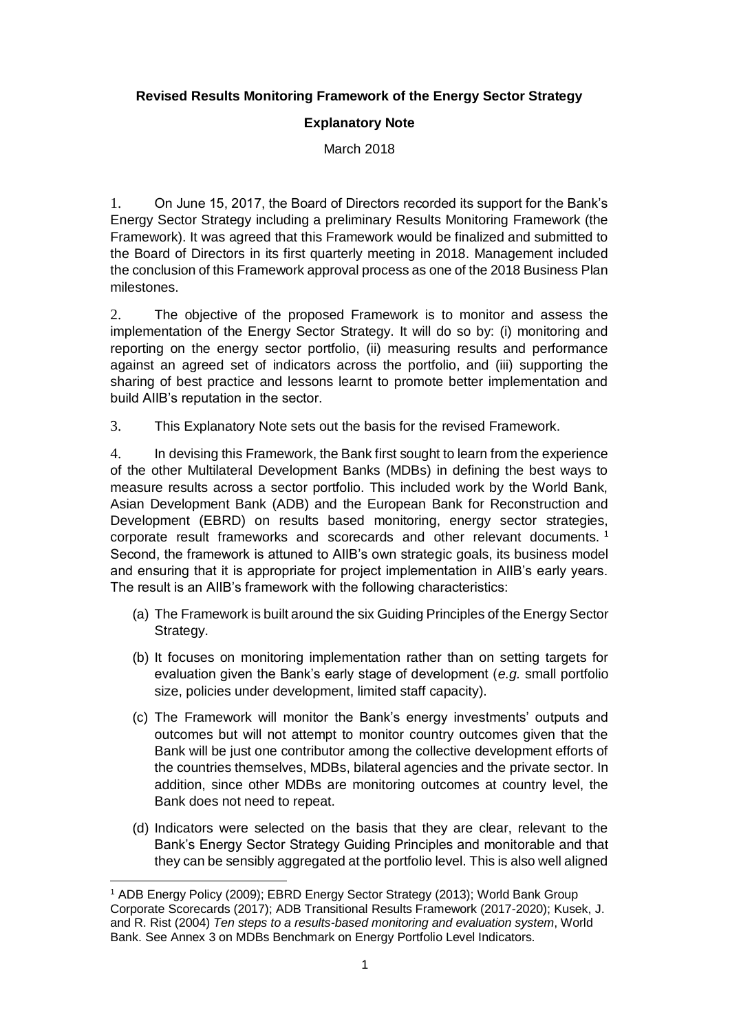**Revised Results Monitoring Framework of the Energy Sector Strategy**

**Explanatory Note**

March 2018

1. On June 15, 2017, the Board of Directors recorded its support for the Bank's Energy Sector Strategy including a preliminary Results Monitoring Framework (the Framework). It was agreed that this Framework would be finalized and submitted to the Board of Directors in its first quarterly meeting in 2018. Management included the conclusion of this Framework approval process as one of the 2018 Business Plan milestones.

2. The objective of the proposed Framework is to monitor and assess the implementation of the Energy Sector Strategy. It will do so by: (i) monitoring and reporting on the energy sector portfolio, (ii) measuring results and performance against an agreed set of indicators across the portfolio, and (iii) supporting the sharing of best practice and lessons learnt to promote better implementation and build AIIB's reputation in the sector.

3. This Explanatory Note sets out the basis for the revised Framework.

4. In devising this Framework, the Bank first sought to learn from the experience of the other Multilateral Development Banks (MDBs) in defining the best ways to measure results across a sector portfolio. This included work by the World Bank, Asian Development Bank (ADB) and the European Bank for Reconstruction and Development (EBRD) on results based monitoring, energy sector strategies, corporate result frameworks and scorecards and other relevant documents. [1] Second, the framework is attuned to AIIB's own strategic goals, its business model and ensuring that it is appropriate for project implementation in AIIB's early years. The result is an AIIB's framework with the following characteristics:

(a) The Framework is built around the six Guiding Principles of the Energy Sector Strategy.

(b) It focuses on monitoring implementation rather than on setting targets for evaluation given the Bank's early stage of development (*e.g.* small portfolio size, policies under development, limited staff capacity).

(c) The Framework will monitor the Bank's energy investments' outputs and outcomes but will not attempt to monitor country outcomes given that the Bank will be just one contributor among the collective development efforts of the countries themselves, MDBs, bilateral agencies and the private sector. In addition, since other MDBs are monitoring outcomes at country level, the Bank does not need to repeat.

(d) Indicators were selected on the basis that they are clear, relevant to the Bank's Energy Sector Strategy Guiding Principles and monitorable and that they can be sensibly aggregated at the portfolio level. This is also well aligned

---

[1] ADB Energy Policy (2009); EBRD Energy Sector Strategy (2013); World Bank Group Corporate Scorecards (2017); ADB Transitional Results Framework (2017-2020); Kusek, J. and R. Rist (2004) *Ten steps to a results-based monitoring and evaluation system*, World Bank. See Annex 3 on MDBs Benchmark on Energy Portfolio Level Indicators.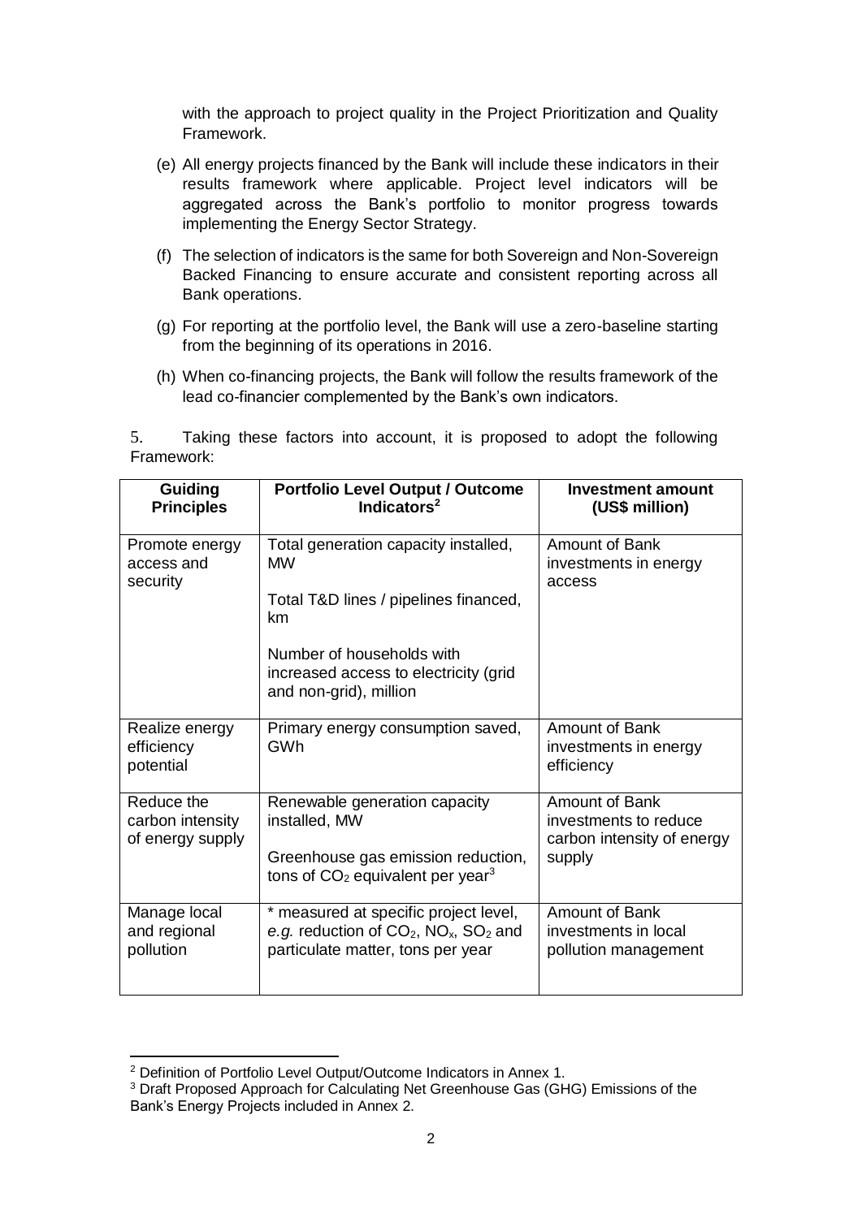with the approach to project quality in the Project Prioritization and Quality Framework.

(e) All energy projects financed by the Bank will include these indicators in their results framework where applicable. Project level indicators will be aggregated across the Bank's portfolio to monitor progress towards implementing the Energy Sector Strategy.

(f) The selection of indicators is the same for both Sovereign and Non-Sovereign Backed Financing to ensure accurate and consistent reporting across all Bank operations.

(g) For reporting at the portfolio level, the Bank will use a zero-baseline starting from the beginning of its operations in 2016.

(h) When co-financing projects, the Bank will follow the results framework of the lead co-financier complemented by the Bank's own indicators.

5. Taking these factors into account, it is proposed to adopt the following Framework:

| Guiding Principles | Portfolio Level Output / Outcome Indicators[2] | Investment amount (US$ million) |
| --- | --- | --- |
| Promote energy access and security | Total generation capacity installed, MW<br><br>Total T&D lines / pipelines financed, km<br><br>Number of households with increased access to electricity (grid and non-grid), million | Amount of Bank investments in energy access |
| Realize energy efficiency potential | Primary energy consumption saved, GWh | Amount of Bank investments in energy efficiency |
| Reduce the carbon intensity of energy supply | Renewable generation capacity installed, MW<br><br>Greenhouse gas emission reduction, tons of $CO_2$ equivalent per year[3] | Amount of Bank investments to reduce carbon intensity of energy supply |
| Manage local and regional pollution | * measured at specific project level, *e.g.* reduction of $CO_2$, $NO_x$, $SO_2$ and particulate matter, tons per year | Amount of Bank investments in local pollution management |

[2] Definition of Portfolio Level Output/Outcome Indicators in Annex 1.

[3] Draft Proposed Approach for Calculating Net Greenhouse Gas (GHG) Emissions of the Bank's Energy Projects included in Annex 2.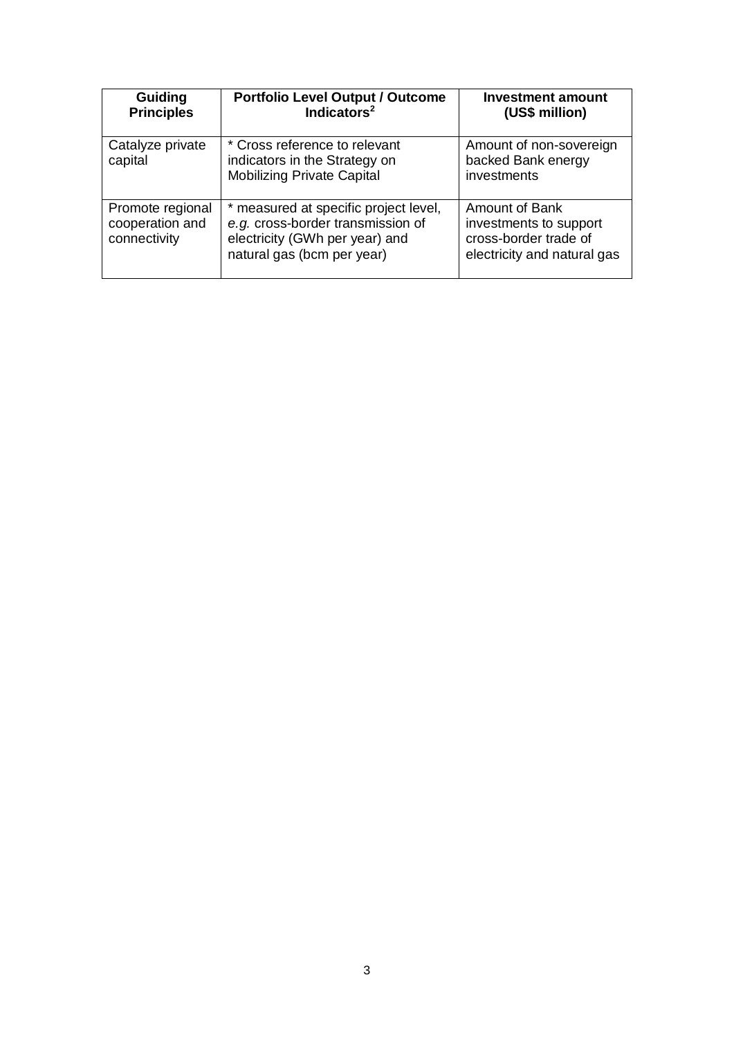| Guiding Principles | Portfolio Level Output / Outcome Indicators[2] | Investment amount (US$ million) |
|---|---|---|
| Catalyze private capital | * Cross reference to relevant indicators in the Strategy on Mobilizing Private Capital | Amount of non-sovereign backed Bank energy investments |
| Promote regional cooperation and connectivity | * measured at specific project level, *e.g.* cross-border transmission of electricity (GWh per year) and natural gas (bcm per year) | Amount of Bank investments to support cross-border trade of electricity and natural gas |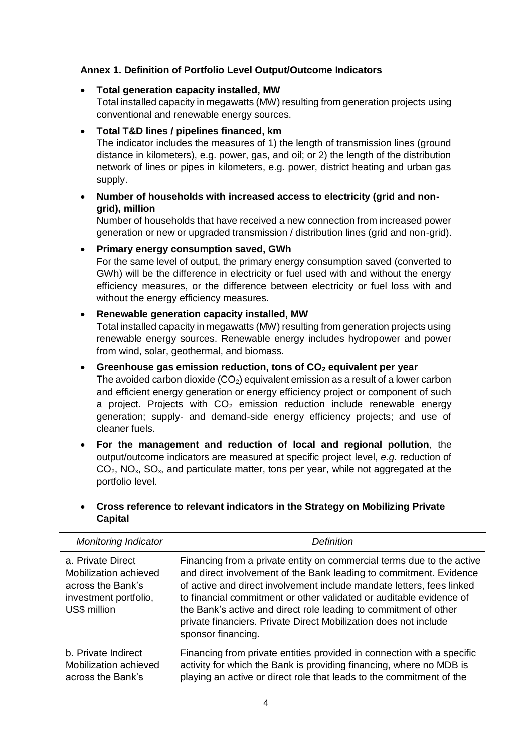### Annex 1. Definition of Portfolio Level Output/Outcome Indicators

- **Total generation capacity installed, MW**
  Total installed capacity in megawatts (MW) resulting from generation projects using conventional and renewable energy sources.

- **Total T&D lines / pipelines financed, km**
  The indicator includes the measures of 1) the length of transmission lines (ground distance in kilometers), e.g. power, gas, and oil; or 2) the length of the distribution network of lines or pipes in kilometers, e.g. power, district heating and urban gas supply.

- **Number of households with increased access to electricity (grid and non-grid), million**
  Number of households that have received a new connection from increased power generation or new or upgraded transmission / distribution lines (grid and non-grid).

- **Primary energy consumption saved, GWh**
  For the same level of output, the primary energy consumption saved (converted to GWh) will be the difference in electricity or fuel used with and without the energy efficiency measures, or the difference between electricity or fuel loss with and without the energy efficiency measures.

- **Renewable generation capacity installed, MW**
  Total installed capacity in megawatts (MW) resulting from generation projects using renewable energy sources. Renewable energy includes hydropower and power from wind, solar, geothermal, and biomass.

- **Greenhouse gas emission reduction, tons of $CO_2$ equivalent per year**
  The avoided carbon dioxide ($CO_2$) equivalent emission as a result of a lower carbon and efficient energy generation or energy efficiency project or component of such a project. Projects with $CO_2$ emission reduction include renewable energy generation; supply- and demand-side energy efficiency projects; and use of cleaner fuels.

- **For the management and reduction of local and regional pollution**, the output/outcome indicators are measured at specific project level, *e.g.* reduction of $CO_2$, $NO_x$, $SO_x$, and particulate matter, tons per year, while not aggregated at the portfolio level.

- **Cross reference to relevant indicators in the Strategy on Mobilizing Private Capital**

| *Monitoring Indicator* | *Definition* |
|---|---|
| a. Private Direct Mobilization achieved across the Bank's investment portfolio, US$ million | Financing from a private entity on commercial terms due to the active and direct involvement of the Bank leading to commitment. Evidence of active and direct involvement include mandate letters, fees linked to financial commitment or other validated or auditable evidence of the Bank's active and direct role leading to commitment of other private financiers. Private Direct Mobilization does not include sponsor financing. |
| b. Private Indirect Mobilization achieved across the Bank's | Financing from private entities provided in connection with a specific activity for which the Bank is providing financing, where no MDB is playing an active or direct role that leads to the commitment of the |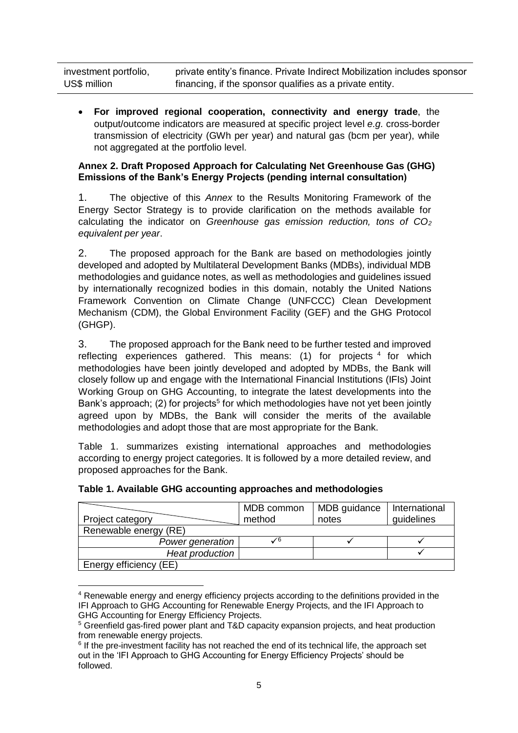| investment portfolio, US$ million | private entity's finance. Private Indirect Mobilization includes sponsor financing, if the sponsor qualifies as a private entity. |
|---|---|

- **For improved regional cooperation, connectivity and energy trade**, the output/outcome indicators are measured at specific project level *e.g.* cross-border transmission of electricity (GWh per year) and natural gas (bcm per year), while not aggregated at the portfolio level.

**Annex 2. Draft Proposed Approach for Calculating Net Greenhouse Gas (GHG) Emissions of the Bank's Energy Projects (pending internal consultation)**

1. The objective of this *Annex* to the Results Monitoring Framework of the Energy Sector Strategy is to provide clarification on the methods available for calculating the indicator on *Greenhouse gas emission reduction, tons of $CO_2$ equivalent per year*.

2. The proposed approach for the Bank are based on methodologies jointly developed and adopted by Multilateral Development Banks (MDBs), individual MDB methodologies and guidance notes, as well as methodologies and guidelines issued by internationally recognized bodies in this domain, notably the United Nations Framework Convention on Climate Change (UNFCCC) Clean Development Mechanism (CDM), the Global Environment Facility (GEF) and the GHG Protocol (GHGP).

3. The proposed approach for the Bank need to be further tested and improved reflecting experiences gathered. This means: (1) for projects [4] for which methodologies have been jointly developed and adopted by MDBs, the Bank will closely follow up and engage with the International Financial Institutions (IFIs) Joint Working Group on GHG Accounting, to integrate the latest developments into the Bank's approach; (2) for projects[5] for which methodologies have not yet been jointly agreed upon by MDBs, the Bank will consider the merits of the available methodologies and adopt those that are most appropriate for the Bank.

Table 1. summarizes existing international approaches and methodologies according to energy project categories. It is followed by a more detailed review, and proposed approaches for the Bank.

**Table 1. Available GHG accounting approaches and methodologies**

| Project category | MDB common method | MDB guidance notes | International guidelines |
|---|---|---|---|
| Renewable energy (RE) | | | |
| *Power generation* | ✓[6] | ✓ | ✓ |
| *Heat production* | | | ✓ |
| Energy efficiency (EE) | | | |

[4] Renewable energy and energy efficiency projects according to the definitions provided in the IFI Approach to GHG Accounting for Renewable Energy Projects, and the IFI Approach to GHG Accounting for Energy Efficiency Projects.

[5] Greenfield gas-fired power plant and T&D capacity expansion projects, and heat production from renewable energy projects.

[6] If the pre-investment facility has not reached the end of its technical life, the approach set out in the 'IFI Approach to GHG Accounting for Energy Efficiency Projects' should be followed.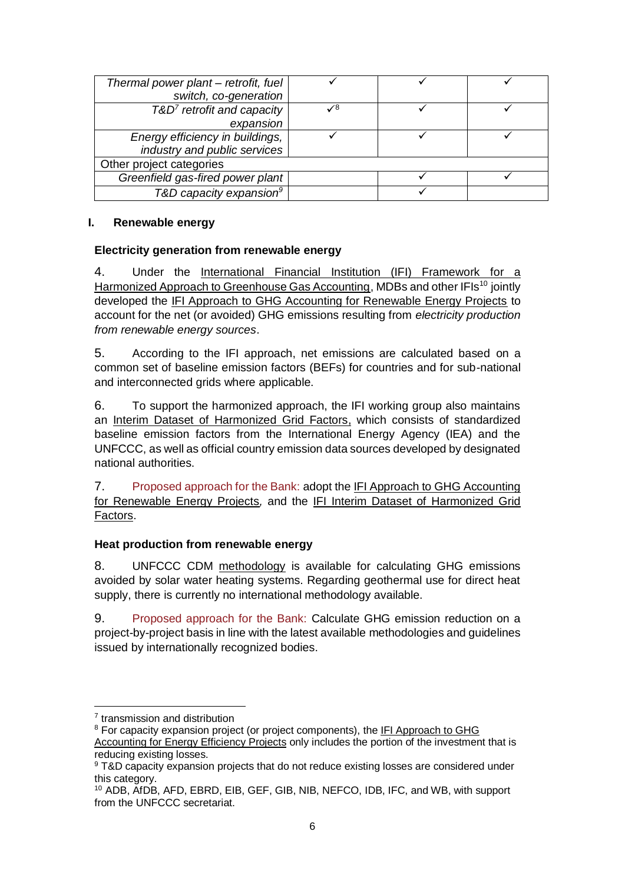| | | | |
|---|---|---|---|
| *Thermal power plant – retrofit, fuel switch, co-generation* | ✓ | ✓ | ✓ |
| *T&D[7] retrofit and capacity expansion* | ✓[8] | ✓ | ✓ |
| *Energy efficiency in buildings, industry and public services* | ✓ | ✓ | ✓ |
| Other project categories | | | |
| *Greenfield gas-fired power plant* | | ✓ | ✓ |
| *T&D capacity expansion[9]* | | ✓ | |

## I. Renewable energy

### Electricity generation from renewable energy

4. Under the International Financial Institution (IFI) Framework for a Harmonized Approach to Greenhouse Gas Accounting, MDBs and other IFIs[10] jointly developed the IFI Approach to GHG Accounting for Renewable Energy Projects to account for the net (or avoided) GHG emissions resulting from *electricity production from renewable energy sources*.

5. According to the IFI approach, net emissions are calculated based on a common set of baseline emission factors (BEFs) for countries and for sub-national and interconnected grids where applicable.

6. To support the harmonized approach, the IFI working group also maintains an Interim Dataset of Harmonized Grid Factors, which consists of standardized baseline emission factors from the International Energy Agency (IEA) and the UNFCCC, as well as official country emission data sources developed by designated national authorities.

7. Proposed approach for the Bank: adopt the IFI Approach to GHG Accounting for Renewable Energy Projects, and the IFI Interim Dataset of Harmonized Grid Factors.

### Heat production from renewable energy

8. UNFCCC CDM methodology is available for calculating GHG emissions avoided by solar water heating systems. Regarding geothermal use for direct heat supply, there is currently no international methodology available.

9. Proposed approach for the Bank: Calculate GHG emission reduction on a project-by-project basis in line with the latest available methodologies and guidelines issued by internationally recognized bodies.

---

[7] transmission and distribution

[8] For capacity expansion project (or project components), the IFI Approach to GHG Accounting for Energy Efficiency Projects only includes the portion of the investment that is reducing existing losses.

[9] T&D capacity expansion projects that do not reduce existing losses are considered under this category.

[10] ADB, AfDB, AFD, EBRD, EIB, GEF, GIB, NIB, NEFCO, IDB, IFC, and WB, with support from the UNFCCC secretariat.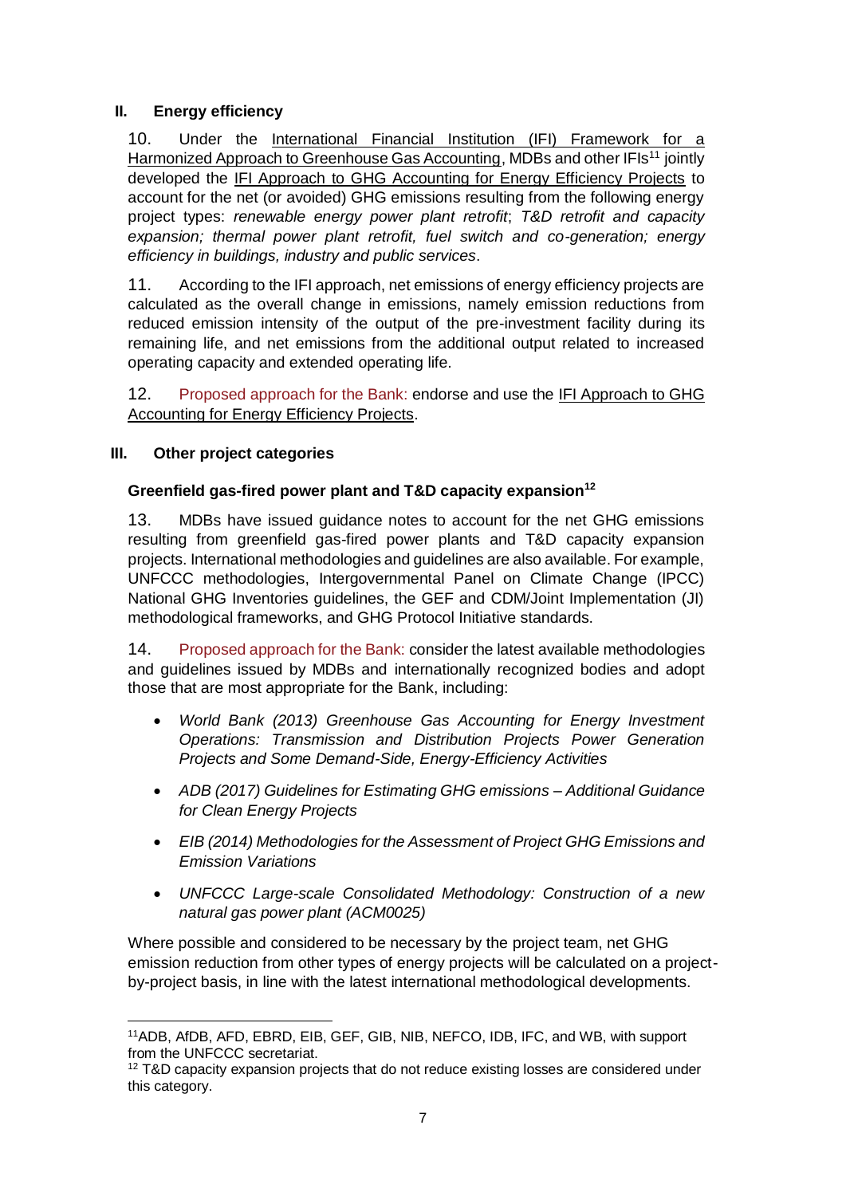## II. Energy efficiency

10. Under the International Financial Institution (IFI) Framework for a Harmonized Approach to Greenhouse Gas Accounting, MDBs and other IFIs[11] jointly developed the IFI Approach to GHG Accounting for Energy Efficiency Projects to account for the net (or avoided) GHG emissions resulting from the following energy project types: *renewable energy power plant retrofit*; *T&D retrofit and capacity expansion; thermal power plant retrofit, fuel switch and co-generation; energy efficiency in buildings, industry and public services*.

11. According to the IFI approach, net emissions of energy efficiency projects are calculated as the overall change in emissions, namely emission reductions from reduced emission intensity of the output of the pre-investment facility during its remaining life, and net emissions from the additional output related to increased operating capacity and extended operating life.

12. Proposed approach for the Bank: endorse and use the IFI Approach to GHG Accounting for Energy Efficiency Projects.

## III. Other project categories

### Greenfield gas-fired power plant and T&D capacity expansion[12]

13. MDBs have issued guidance notes to account for the net GHG emissions resulting from greenfield gas-fired power plants and T&D capacity expansion projects. International methodologies and guidelines are also available. For example, UNFCCC methodologies, Intergovernmental Panel on Climate Change (IPCC) National GHG Inventories guidelines, the GEF and CDM/Joint Implementation (JI) methodological frameworks, and GHG Protocol Initiative standards.

14. Proposed approach for the Bank: consider the latest available methodologies and guidelines issued by MDBs and internationally recognized bodies and adopt those that are most appropriate for the Bank, including:

- *World Bank (2013) Greenhouse Gas Accounting for Energy Investment Operations: Transmission and Distribution Projects Power Generation Projects and Some Demand-Side, Energy-Efficiency Activities*
- *ADB (2017) Guidelines for Estimating GHG emissions – Additional Guidance for Clean Energy Projects*
- *EIB (2014) Methodologies for the Assessment of Project GHG Emissions and Emission Variations*
- *UNFCCC Large-scale Consolidated Methodology: Construction of a new natural gas power plant (ACM0025)*

Where possible and considered to be necessary by the project team, net GHG emission reduction from other types of energy projects will be calculated on a project-by-project basis, in line with the latest international methodological developments.

---

[11] ADB, AfDB, AFD, EBRD, EIB, GEF, GIB, NIB, NEFCO, IDB, IFC, and WB, with support from the UNFCCC secretariat.

[12] T&D capacity expansion projects that do not reduce existing losses are considered under this category.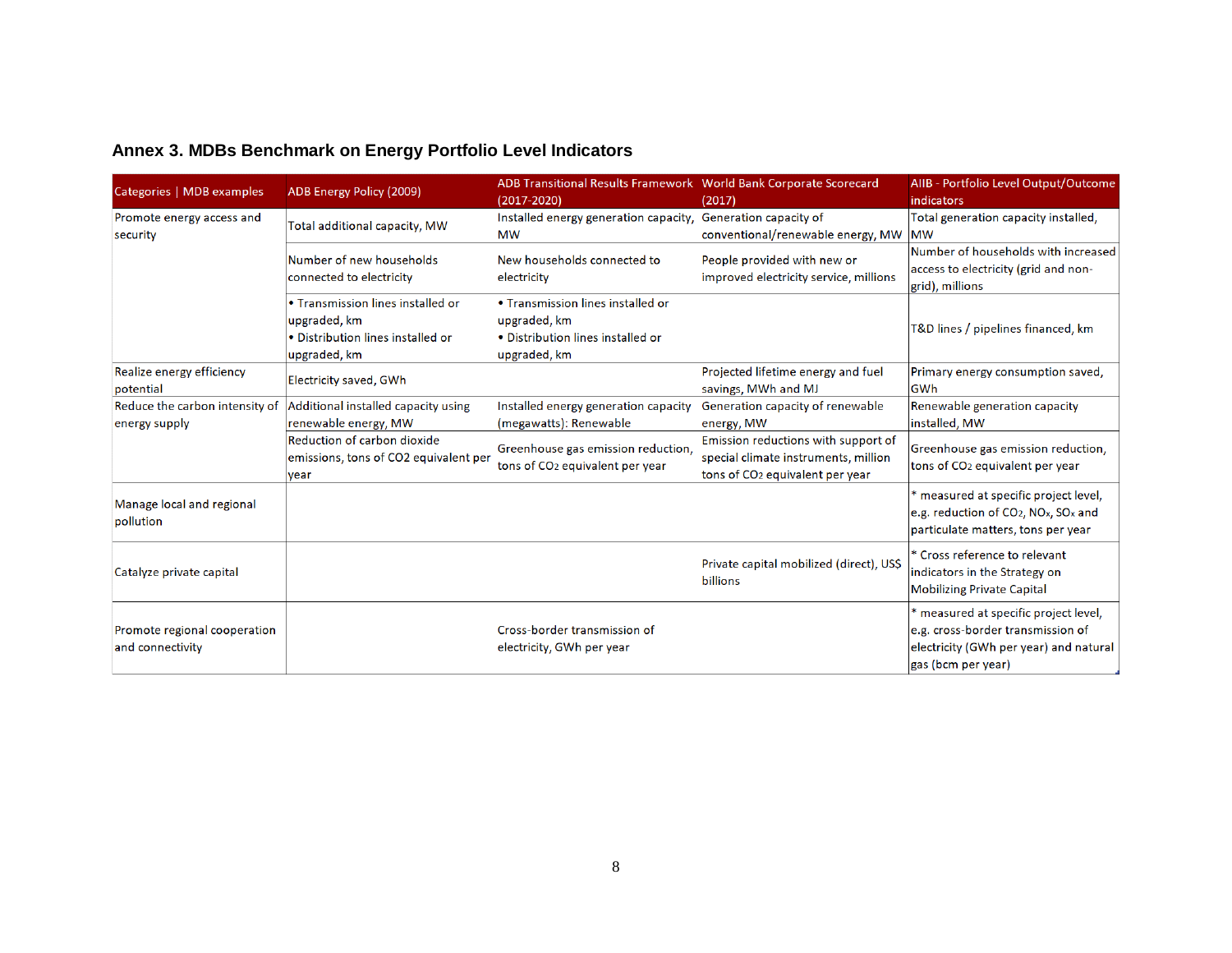## Annex 3. MDBs Benchmark on Energy Portfolio Level Indicators

| Categories \| MDB examples | ADB Energy Policy (2009) | ADB Transitional Results Framework (2017-2020) | World Bank Corporate Scorecard (2017) | AIIB - Portfolio Level Output/Outcome indicators |
|---|---|---|---|---|
| Promote energy access and security | Total additional capacity, MW | Installed energy generation capacity, MW | Generation capacity of conventional/renewable energy, MW | Total generation capacity installed, MW |
| | Number of new households connected to electricity | New households connected to electricity | People provided with new or improved electricity service, millions | Number of households with increased access to electricity (grid and non-grid), millions |
| | • Transmission lines installed or upgraded, km<br>• Distribution lines installed or upgraded, km | • Transmission lines installed or upgraded, km<br>• Distribution lines installed or upgraded, km | | T&D lines / pipelines financed, km |
| Realize energy efficiency potential | Electricity saved, GWh | | Projected lifetime energy and fuel savings, MWh and MJ | Primary energy consumption saved, GWh |
| Reduce the carbon intensity of energy supply | Additional installed capacity using renewable energy, MW | Installed energy generation capacity (megawatts): Renewable | Generation capacity of renewable energy, MW | Renewable generation capacity installed, MW |
| | Reduction of carbon dioxide emissions, tons of $CO_2$ equivalent per year | Greenhouse gas emission reduction, tons of $CO_2$ equivalent per year | Emission reductions with support of special climate instruments, million tons of $CO_2$ equivalent per year | Greenhouse gas emission reduction, tons of $CO_2$ equivalent per year |
| Manage local and regional pollution | | | | * measured at specific project level, e.g. reduction of $CO_2$, $NO_x$, $SO_x$ and particulate matters, tons per year |
| Catalyze private capital | | | Private capital mobilized (direct), US$ billions | * Cross reference to relevant indicators in the Strategy on Mobilizing Private Capital |
| Promote regional cooperation and connectivity | | Cross-border transmission of electricity, GWh per year | | * measured at specific project level, e.g. cross-border transmission of electricity (GWh per year) and natural gas (bcm per year) |